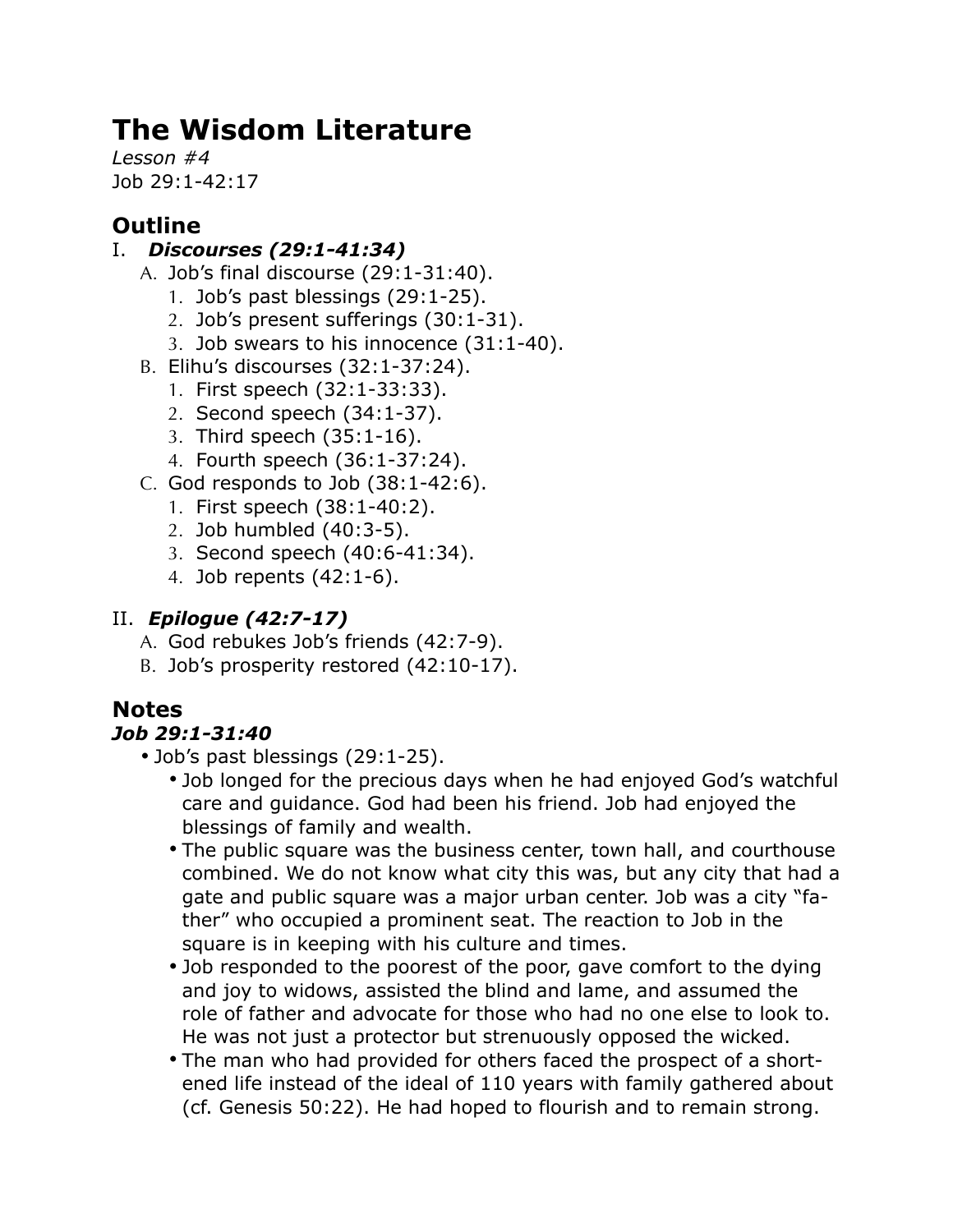# The Wisdom Literature

*Lesson #4*
Job 29:1-42:17

## Outline

I. ***Discourses (29:1-41:34)***
   A. Job's final discourse (29:1-31:40).
      1. Job's past blessings (29:1-25).
      2. Job's present sufferings (30:1-31).
      3. Job swears to his innocence (31:1-40).
   B. Elihu's discourses (32:1-37:24).
      1. First speech (32:1-33:33).
      2. Second speech (34:1-37).
      3. Third speech (35:1-16).
      4. Fourth speech (36:1-37:24).
   C. God responds to Job (38:1-42:6).
      1. First speech (38:1-40:2).
      2. Job humbled (40:3-5).
      3. Second speech (40:6-41:34).
      4. Job repents (42:1-6).

II. ***Epilogue (42:7-17)***
   A. God rebukes Job's friends (42:7-9).
   B. Job's prosperity restored (42:10-17).

## Notes

### *Job 29:1-31:40*

- Job's past blessings (29:1-25).
  - Job longed for the precious days when he had enjoyed God's watchful care and guidance. God had been his friend. Job had enjoyed the blessings of family and wealth.
  - The public square was the business center, town hall, and courthouse combined. We do not know what city this was, but any city that had a gate and public square was a major urban center. Job was a city "father" who occupied a prominent seat. The reaction to Job in the square is in keeping with his culture and times.
  - Job responded to the poorest of the poor, gave comfort to the dying and joy to widows, assisted the blind and lame, and assumed the role of father and advocate for those who had no one else to look to. He was not just a protector but strenuously opposed the wicked.
  - The man who had provided for others faced the prospect of a shortened life instead of the ideal of 110 years with family gathered about (cf. Genesis 50:22). He had hoped to flourish and to remain strong.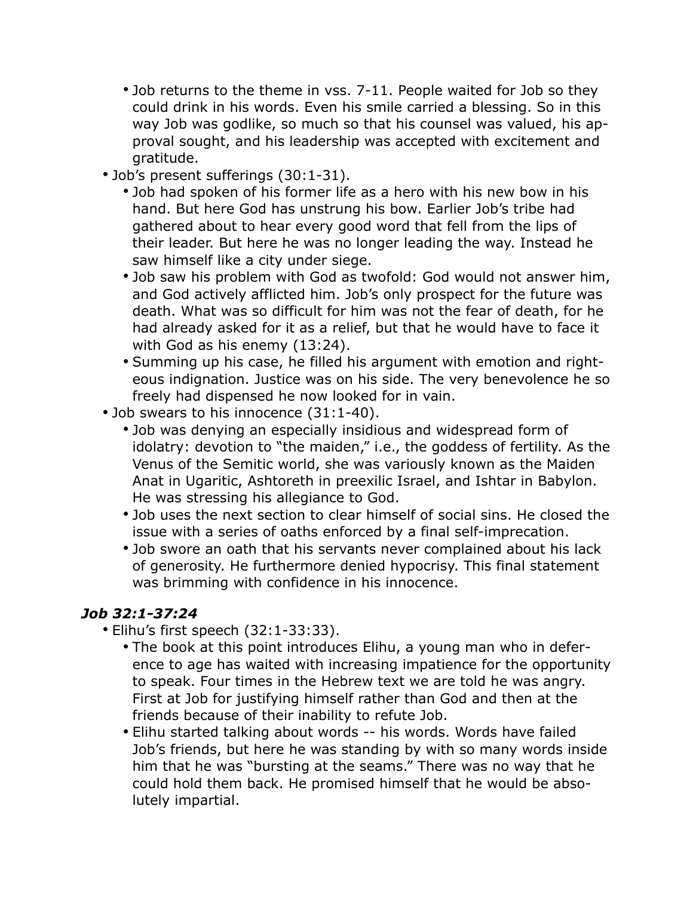- Job returns to the theme in vss. 7-11. People waited for Job so they could drink in his words. Even his smile carried a blessing. So in this way Job was godlike, so much so that his counsel was valued, his approval sought, and his leadership was accepted with excitement and gratitude.
- Job's present sufferings (30:1-31).
  - Job had spoken of his former life as a hero with his new bow in his hand. But here God has unstrung his bow. Earlier Job's tribe had gathered about to hear every good word that fell from the lips of their leader. But here he was no longer leading the way. Instead he saw himself like a city under siege.
  - Job saw his problem with God as twofold: God would not answer him, and God actively afflicted him. Job's only prospect for the future was death. What was so difficult for him was not the fear of death, for he had already asked for it as a relief, but that he would have to face it with God as his enemy (13:24).
  - Summing up his case, he filled his argument with emotion and righteous indignation. Justice was on his side. The very benevolence he so freely had dispensed he now looked for in vain.
- Job swears to his innocence (31:1-40).
  - Job was denying an especially insidious and widespread form of idolatry: devotion to "the maiden," i.e., the goddess of fertility. As the Venus of the Semitic world, she was variously known as the Maiden Anat in Ugaritic, Ashtoreth in preexilic Israel, and Ishtar in Babylon. He was stressing his allegiance to God.
  - Job uses the next section to clear himself of social sins. He closed the issue with a series of oaths enforced by a final self-imprecation.
  - Job swore an oath that his servants never complained about his lack of generosity. He furthermore denied hypocrisy. This final statement was brimming with confidence in his innocence.

### *Job 32:1-37:24*

- Elihu's first speech (32:1-33:33).
  - The book at this point introduces Elihu, a young man who in deference to age has waited with increasing impatience for the opportunity to speak. Four times in the Hebrew text we are told he was angry. First at Job for justifying himself rather than God and then at the friends because of their inability to refute Job.
  - Elihu started talking about words -- his words. Words have failed Job's friends, but here he was standing by with so many words inside him that he was "bursting at the seams." There was no way that he could hold them back. He promised himself that he would be absolutely impartial.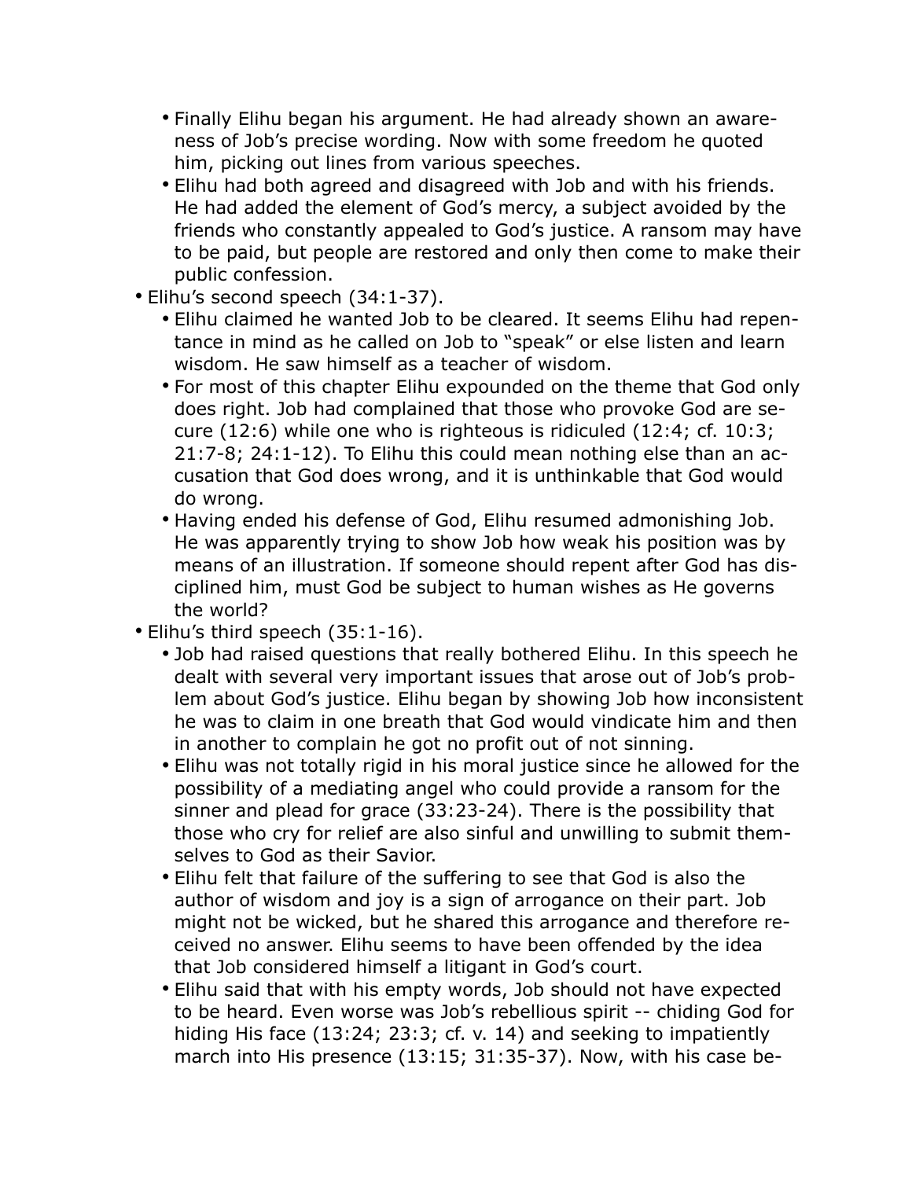- Finally Elihu began his argument. He had already shown an awareness of Job's precise wording. Now with some freedom he quoted him, picking out lines from various speeches.
- Elihu had both agreed and disagreed with Job and with his friends. He had added the element of God's mercy, a subject avoided by the friends who constantly appealed to God's justice. A ransom may have to be paid, but people are restored and only then come to make their public confession.

- Elihu's second speech (34:1-37).
  - Elihu claimed he wanted Job to be cleared. It seems Elihu had repentance in mind as he called on Job to "speak" or else listen and learn wisdom. He saw himself as a teacher of wisdom.
  - For most of this chapter Elihu expounded on the theme that God only does right. Job had complained that those who provoke God are secure (12:6) while one who is righteous is ridiculed (12:4; cf. 10:3; 21:7-8; 24:1-12). To Elihu this could mean nothing else than an accusation that God does wrong, and it is unthinkable that God would do wrong.
  - Having ended his defense of God, Elihu resumed admonishing Job. He was apparently trying to show Job how weak his position was by means of an illustration. If someone should repent after God has disciplined him, must God be subject to human wishes as He governs the world?
- Elihu's third speech (35:1-16).
  - Job had raised questions that really bothered Elihu. In this speech he dealt with several very important issues that arose out of Job's problem about God's justice. Elihu began by showing Job how inconsistent he was to claim in one breath that God would vindicate him and then in another to complain he got no profit out of not sinning.
  - Elihu was not totally rigid in his moral justice since he allowed for the possibility of a mediating angel who could provide a ransom for the sinner and plead for grace (33:23-24). There is the possibility that those who cry for relief are also sinful and unwilling to submit themselves to God as their Savior.
  - Elihu felt that failure of the suffering to see that God is also the author of wisdom and joy is a sign of arrogance on their part. Job might not be wicked, but he shared this arrogance and therefore received no answer. Elihu seems to have been offended by the idea that Job considered himself a litigant in God's court.
  - Elihu said that with his empty words, Job should not have expected to be heard. Even worse was Job's rebellious spirit -- chiding God for hiding His face (13:24; 23:3; cf. v. 14) and seeking to impatiently march into His presence (13:15; 31:35-37). Now, with his case be-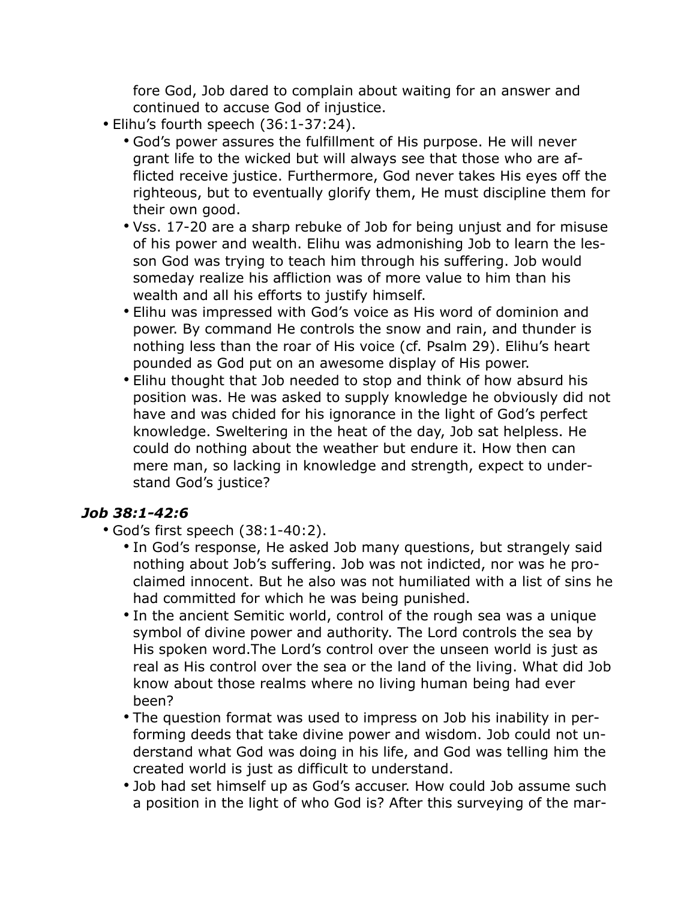fore God, Job dared to complain about waiting for an answer and continued to accuse God of injustice.

- Elihu's fourth speech (36:1-37:24).
  - God's power assures the fulfillment of His purpose. He will never grant life to the wicked but will always see that those who are afflicted receive justice. Furthermore, God never takes His eyes off the righteous, but to eventually glorify them, He must discipline them for their own good.
  - Vss. 17-20 are a sharp rebuke of Job for being unjust and for misuse of his power and wealth. Elihu was admonishing Job to learn the lesson God was trying to teach him through his suffering. Job would someday realize his affliction was of more value to him than his wealth and all his efforts to justify himself.
  - Elihu was impressed with God's voice as His word of dominion and power. By command He controls the snow and rain, and thunder is nothing less than the roar of His voice (cf. Psalm 29). Elihu's heart pounded as God put on an awesome display of His power.
  - Elihu thought that Job needed to stop and think of how absurd his position was. He was asked to supply knowledge he obviously did not have and was chided for his ignorance in the light of God's perfect knowledge. Sweltering in the heat of the day, Job sat helpless. He could do nothing about the weather but endure it. How then can mere man, so lacking in knowledge and strength, expect to understand God's justice?

### *Job 38:1-42:6*

- God's first speech (38:1-40:2).
  - In God's response, He asked Job many questions, but strangely said nothing about Job's suffering. Job was not indicted, nor was he proclaimed innocent. But he also was not humiliated with a list of sins he had committed for which he was being punished.
  - In the ancient Semitic world, control of the rough sea was a unique symbol of divine power and authority. The Lord controls the sea by His spoken word.The Lord's control over the unseen world is just as real as His control over the sea or the land of the living. What did Job know about those realms where no living human being had ever been?
  - The question format was used to impress on Job his inability in performing deeds that take divine power and wisdom. Job could not understand what God was doing in his life, and God was telling him the created world is just as difficult to understand.
  - Job had set himself up as God's accuser. How could Job assume such a position in the light of who God is? After this surveying of the mar-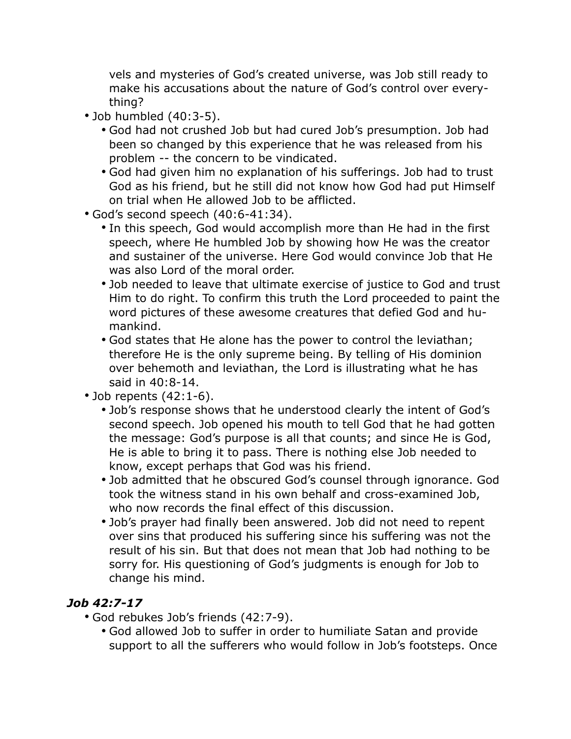vels and mysteries of God's created universe, was Job still ready to make his accusations about the nature of God's control over everything?

- Job humbled (40:3-5).
  - God had not crushed Job but had cured Job's presumption. Job had been so changed by this experience that he was released from his problem -- the concern to be vindicated.
  - God had given him no explanation of his sufferings. Job had to trust God as his friend, but he still did not know how God had put Himself on trial when He allowed Job to be afflicted.
- God's second speech (40:6-41:34).
  - In this speech, God would accomplish more than He had in the first speech, where He humbled Job by showing how He was the creator and sustainer of the universe. Here God would convince Job that He was also Lord of the moral order.
  - Job needed to leave that ultimate exercise of justice to God and trust Him to do right. To confirm this truth the Lord proceeded to paint the word pictures of these awesome creatures that defied God and humankind.
  - God states that He alone has the power to control the leviathan; therefore He is the only supreme being. By telling of His dominion over behemoth and leviathan, the Lord is illustrating what he has said in 40:8-14.
- Job repents (42:1-6).
  - Job's response shows that he understood clearly the intent of God's second speech. Job opened his mouth to tell God that he had gotten the message: God's purpose is all that counts; and since He is God, He is able to bring it to pass. There is nothing else Job needed to know, except perhaps that God was his friend.
  - Job admitted that he obscured God's counsel through ignorance. God took the witness stand in his own behalf and cross-examined Job, who now records the final effect of this discussion.
  - Job's prayer had finally been answered. Job did not need to repent over sins that produced his suffering since his suffering was not the result of his sin. But that does not mean that Job had nothing to be sorry for. His questioning of God's judgments is enough for Job to change his mind.

### *Job 42:7-17*

- God rebukes Job's friends (42:7-9).
  - God allowed Job to suffer in order to humiliate Satan and provide support to all the sufferers who would follow in Job's footsteps. Once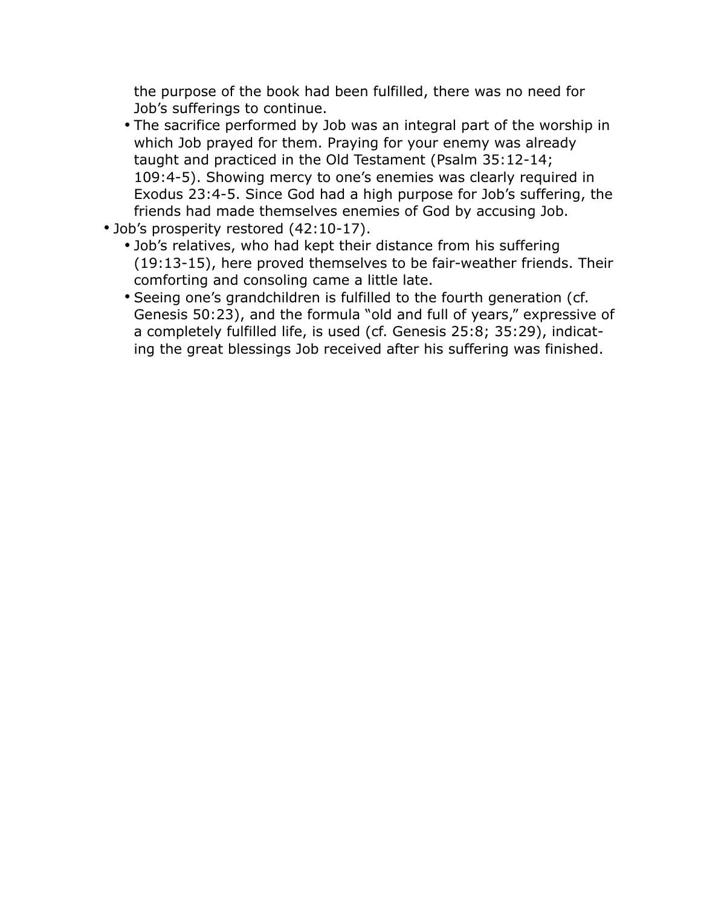the purpose of the book had been fulfilled, there was no need for Job's sufferings to continue.
  - The sacrifice performed by Job was an integral part of the worship in which Job prayed for them. Praying for your enemy was already taught and practiced in the Old Testament (Psalm 35:12-14; 109:4-5). Showing mercy to one's enemies was clearly required in Exodus 23:4-5. Since God had a high purpose for Job's suffering, the friends had made themselves enemies of God by accusing Job.
- Job's prosperity restored (42:10-17).
  - Job's relatives, who had kept their distance from his suffering (19:13-15), here proved themselves to be fair-weather friends. Their comforting and consoling came a little late.
  - Seeing one's grandchildren is fulfilled to the fourth generation (cf. Genesis 50:23), and the formula "old and full of years," expressive of a completely fulfilled life, is used (cf. Genesis 25:8; 35:29), indicating the great blessings Job received after his suffering was finished.